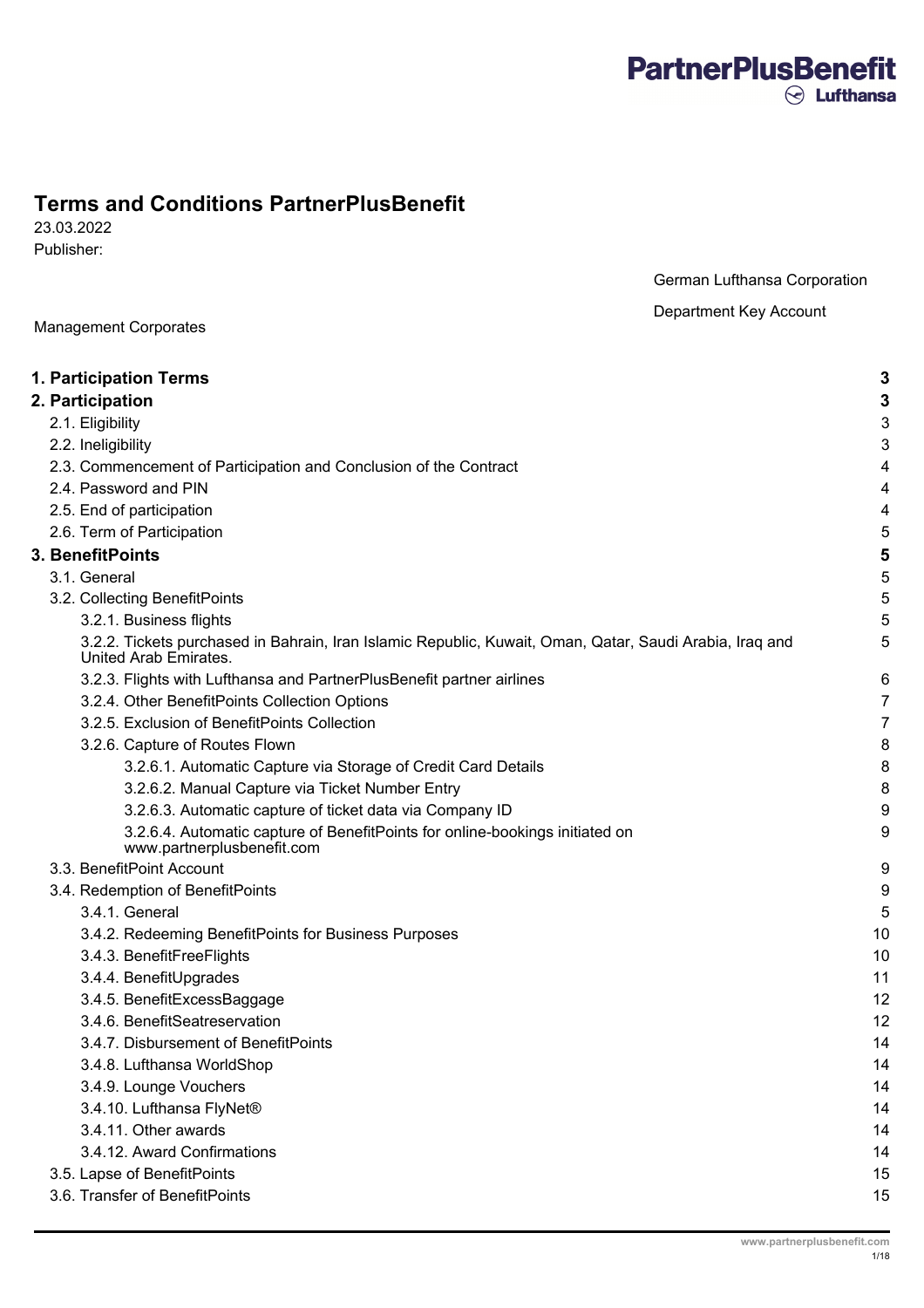PartnerPlusBenefit
Lufthansa

# Terms and Conditions PartnerPlusBenefit

23.03.2022

Publisher:

German Lufthansa Corporation

Department Key Account

Management Corporates

| | |
|---|---|
| **1. Participation Terms** | **3** |
| **2. Participation** | **3** |
| 2.1. Eligibility | 3 |
| 2.2. Ineligibility | 3 |
| 2.3. Commencement of Participation and Conclusion of the Contract | 4 |
| 2.4. Password and PIN | 4 |
| 2.5. End of participation | 4 |
| 2.6. Term of Participation | 5 |
| **3. BenefitPoints** | **5** |
| 3.1. General | 5 |
| 3.2. Collecting BenefitPoints | 5 |
| 3.2.1. Business flights | 5 |
| 3.2.2. Tickets purchased in Bahrain, Iran Islamic Republic, Kuwait, Oman, Qatar, Saudi Arabia, Iraq and United Arab Emirates. | 5 |
| 3.2.3. Flights with Lufthansa and PartnerPlusBenefit partner airlines | 6 |
| 3.2.4. Other BenefitPoints Collection Options | 7 |
| 3.2.5. Exclusion of BenefitPoints Collection | 7 |
| 3.2.6. Capture of Routes Flown | 8 |
| 3.2.6.1. Automatic Capture via Storage of Credit Card Details | 8 |
| 3.2.6.2. Manual Capture via Ticket Number Entry | 8 |
| 3.2.6.3. Automatic capture of ticket data via Company ID | 9 |
| 3.2.6.4. Automatic capture of BenefitPoints for online-bookings initiated on www.partnerplusbenefit.com | 9 |
| 3.3. BenefitPoint Account | 9 |
| 3.4. Redemption of BenefitPoints | 9 |
| 3.4.1. General | 5 |
| 3.4.2. Redeeming BenefitPoints for Business Purposes | 10 |
| 3.4.3. BenefitFreeFlights | 10 |
| 3.4.4. BenefitUpgrades | 11 |
| 3.4.5. BenefitExcessBaggage | 12 |
| 3.4.6. BenefitSeatreservation | 12 |
| 3.4.7. Disbursement of BenefitPoints | 14 |
| 3.4.8. Lufthansa WorldShop | 14 |
| 3.4.9. Lounge Vouchers | 14 |
| 3.4.10. Lufthansa FlyNet® | 14 |
| 3.4.11. Other awards | 14 |
| 3.4.12. Award Confirmations | 14 |
| 3.5. Lapse of BenefitPoints | 15 |
| 3.6. Transfer of BenefitPoints | 15 |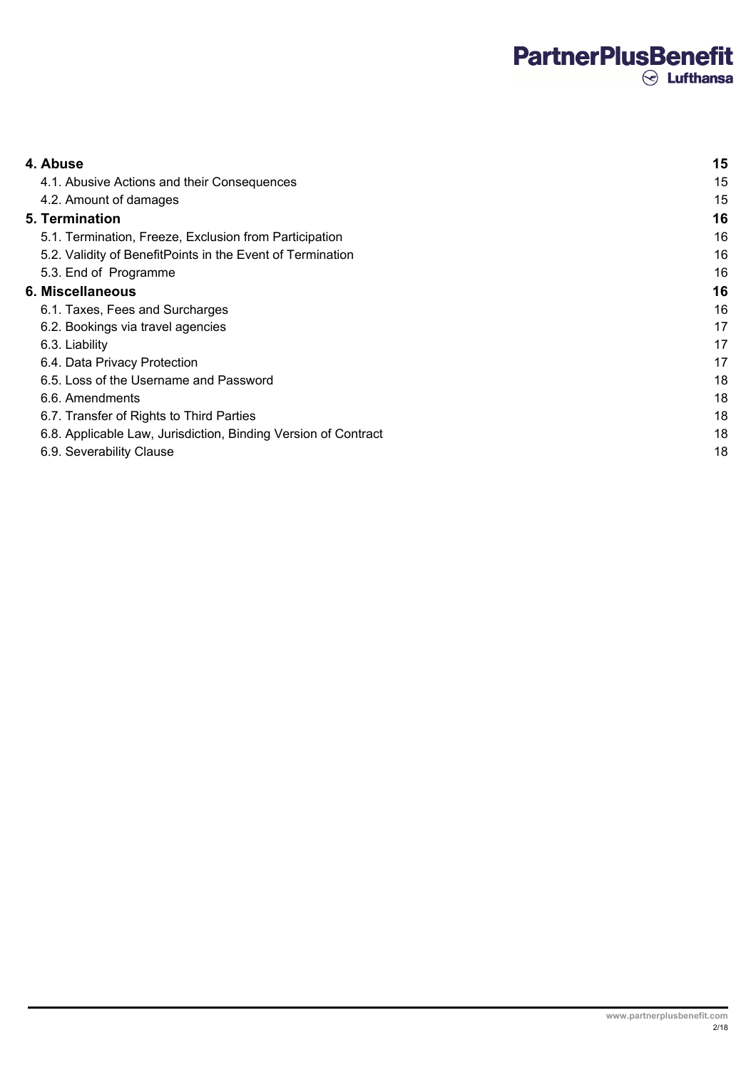| | |
|---|---|
| **4. Abuse** | **15** |
| 4.1. Abusive Actions and their Consequences | 15 |
| 4.2. Amount of damages | 15 |
| **5. Termination** | **16** |
| 5.1. Termination, Freeze, Exclusion from Participation | 16 |
| 5.2. Validity of BenefitPoints in the Event of Termination | 16 |
| 5.3. End of Programme | 16 |
| **6. Miscellaneous** | **16** |
| 6.1. Taxes, Fees and Surcharges | 16 |
| 6.2. Bookings via travel agencies | 17 |
| 6.3. Liability | 17 |
| 6.4. Data Privacy Protection | 17 |
| 6.5. Loss of the Username and Password | 18 |
| 6.6. Amendments | 18 |
| 6.7. Transfer of Rights to Third Parties | 18 |
| 6.8. Applicable Law, Jurisdiction, Binding Version of Contract | 18 |
| 6.9. Severability Clause | 18 |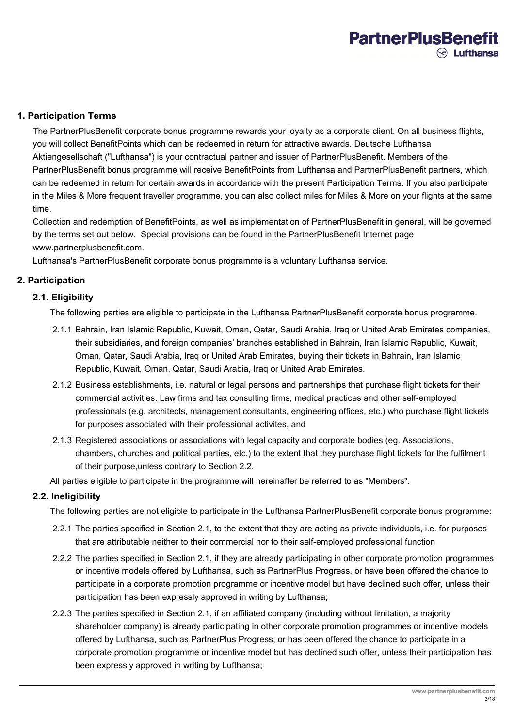## 1. Participation Terms

The PartnerPlusBenefit corporate bonus programme rewards your loyalty as a corporate client. On all business flights, you will collect BenefitPoints which can be redeemed in return for attractive awards. Deutsche Lufthansa Aktiengesellschaft ("Lufthansa") is your contractual partner and issuer of PartnerPlusBenefit. Members of the PartnerPlusBenefit bonus programme will receive BenefitPoints from Lufthansa and PartnerPlusBenefit partners, which can be redeemed in return for certain awards in accordance with the present Participation Terms. If you also participate in the Miles & More frequent traveller programme, you can also collect miles for Miles & More on your flights at the same time.

Collection and redemption of BenefitPoints, as well as implementation of PartnerPlusBenefit in general, will be governed by the terms set out below. Special provisions can be found in the PartnerPlusBenefit Internet page www.partnerplusbenefit.com.

Lufthansa's PartnerPlusBenefit corporate bonus programme is a voluntary Lufthansa service.

## 2. Participation

### 2.1. Eligibility

The following parties are eligible to participate in the Lufthansa PartnerPlusBenefit corporate bonus programme.

2.1.1 Bahrain, Iran Islamic Republic, Kuwait, Oman, Qatar, Saudi Arabia, Iraq or United Arab Emirates companies, their subsidiaries, and foreign companies' branches established in Bahrain, Iran Islamic Republic, Kuwait, Oman, Qatar, Saudi Arabia, Iraq or United Arab Emirates, buying their tickets in Bahrain, Iran Islamic Republic, Kuwait, Oman, Qatar, Saudi Arabia, Iraq or United Arab Emirates.

2.1.2 Business establishments, i.e. natural or legal persons and partnerships that purchase flight tickets for their commercial activities. Law firms and tax consulting firms, medical practices and other self-employed professionals (e.g. architects, management consultants, engineering offices, etc.) who purchase flight tickets for purposes associated with their professional activites, and

2.1.3 Registered associations or associations with legal capacity and corporate bodies (eg. Associations, chambers, churches and political parties, etc.) to the extent that they purchase flight tickets for the fulfilment of their purpose,unless contrary to Section 2.2.

All parties eligible to participate in the programme will hereinafter be referred to as "Members".

### 2.2. Ineligibility

The following parties are not eligible to participate in the Lufthansa PartnerPlusBenefit corporate bonus programme:

2.2.1 The parties specified in Section 2.1, to the extent that they are acting as private individuals, i.e. for purposes that are attributable neither to their commercial nor to their self-employed professional function

2.2.2 The parties specified in Section 2.1, if they are already participating in other corporate promotion programmes or incentive models offered by Lufthansa, such as PartnerPlus Progress, or have been offered the chance to participate in a corporate promotion programme or incentive model but have declined such offer, unless their participation has been expressly approved in writing by Lufthansa;

2.2.3 The parties specified in Section 2.1, if an affiliated company (including without limitation, a majority shareholder company) is already participating in other corporate promotion programmes or incentive models offered by Lufthansa, such as PartnerPlus Progress, or has been offered the chance to participate in a corporate promotion programme or incentive model but has declined such offer, unless their participation has been expressly approved in writing by Lufthansa;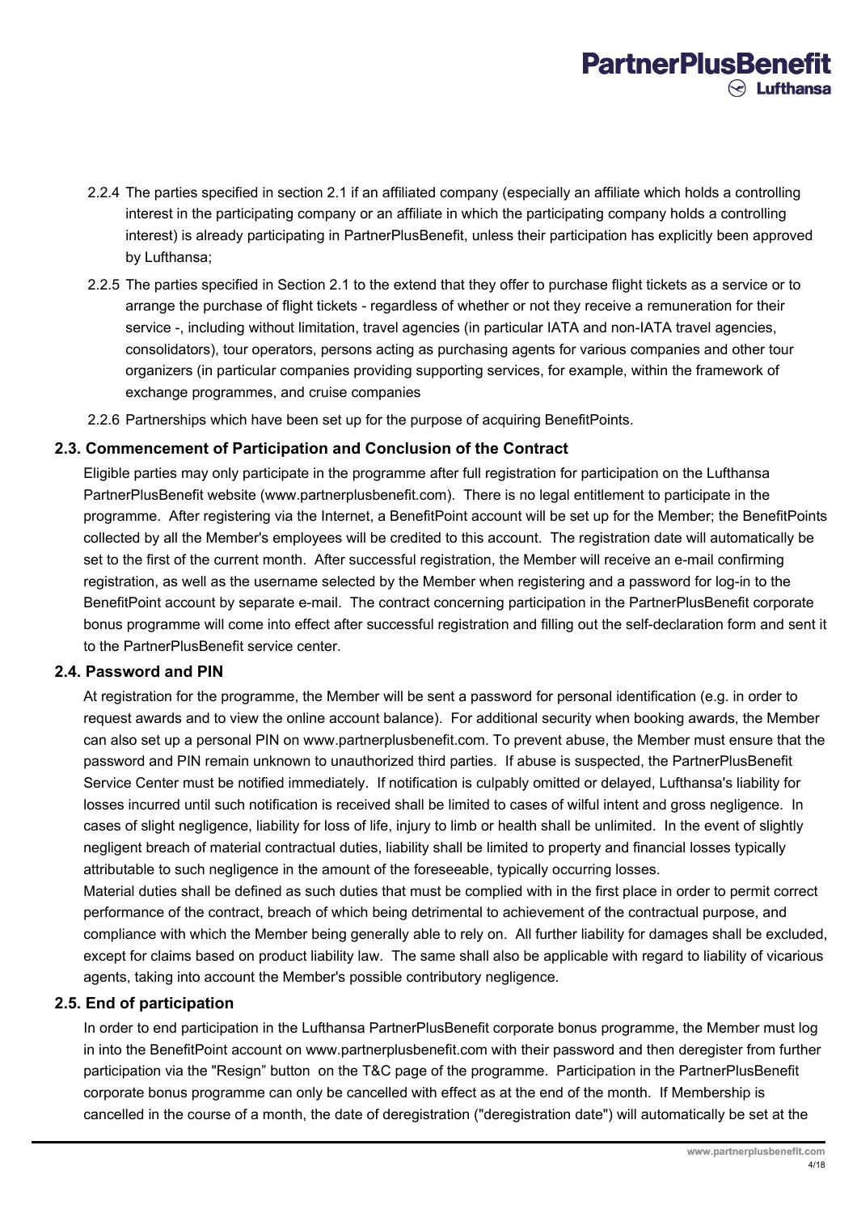2.2.4 The parties specified in section 2.1 if an affiliated company (especially an affiliate which holds a controlling interest in the participating company or an affiliate in which the participating company holds a controlling interest) is already participating in PartnerPlusBenefit, unless their participation has explicitly been approved by Lufthansa;

2.2.5 The parties specified in Section 2.1 to the extend that they offer to purchase flight tickets as a service or to arrange the purchase of flight tickets - regardless of whether or not they receive a remuneration for their service -, including without limitation, travel agencies (in particular IATA and non-IATA travel agencies, consolidators), tour operators, persons acting as purchasing agents for various companies and other tour organizers (in particular companies providing supporting services, for example, within the framework of exchange programmes, and cruise companies

2.2.6 Partnerships which have been set up for the purpose of acquiring BenefitPoints.

### 2.3. Commencement of Participation and Conclusion of the Contract

Eligible parties may only participate in the programme after full registration for participation on the Lufthansa PartnerPlusBenefit website (www.partnerplusbenefit.com). There is no legal entitlement to participate in the programme. After registering via the Internet, a BenefitPoint account will be set up for the Member; the BenefitPoints collected by all the Member's employees will be credited to this account. The registration date will automatically be set to the first of the current month. After successful registration, the Member will receive an e-mail confirming registration, as well as the username selected by the Member when registering and a password for log-in to the BenefitPoint account by separate e-mail. The contract concerning participation in the PartnerPlusBenefit corporate bonus programme will come into effect after successful registration and filling out the self-declaration form and sent it to the PartnerPlusBenefit service center.

### 2.4. Password and PIN

At registration for the programme, the Member will be sent a password for personal identification (e.g. in order to request awards and to view the online account balance). For additional security when booking awards, the Member can also set up a personal PIN on www.partnerplusbenefit.com. To prevent abuse, the Member must ensure that the password and PIN remain unknown to unauthorized third parties. If abuse is suspected, the PartnerPlusBenefit Service Center must be notified immediately. If notification is culpably omitted or delayed, Lufthansa's liability for losses incurred until such notification is received shall be limited to cases of wilful intent and gross negligence. In cases of slight negligence, liability for loss of life, injury to limb or health shall be unlimited. In the event of slightly negligent breach of material contractual duties, liability shall be limited to property and financial losses typically attributable to such negligence in the amount of the foreseeable, typically occurring losses.

Material duties shall be defined as such duties that must be complied with in the first place in order to permit correct performance of the contract, breach of which being detrimental to achievement of the contractual purpose, and compliance with which the Member being generally able to rely on. All further liability for damages shall be excluded, except for claims based on product liability law. The same shall also be applicable with regard to liability of vicarious agents, taking into account the Member's possible contributory negligence.

### 2.5. End of participation

In order to end participation in the Lufthansa PartnerPlusBenefit corporate bonus programme, the Member must log in into the BenefitPoint account on www.partnerplusbenefit.com with their password and then deregister from further participation via the "Resign" button on the T&C page of the programme. Participation in the PartnerPlusBenefit corporate bonus programme can only be cancelled with effect as at the end of the month. If Membership is cancelled in the course of a month, the date of deregistration ("deregistration date") will automatically be set at the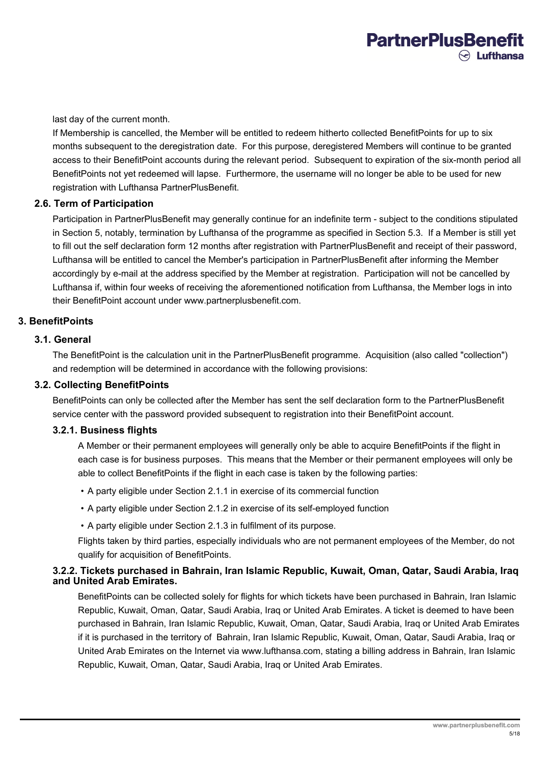last day of the current month.

If Membership is cancelled, the Member will be entitled to redeem hitherto collected BenefitPoints for up to six months subsequent to the deregistration date. For this purpose, deregistered Members will continue to be granted access to their BenefitPoint accounts during the relevant period. Subsequent to expiration of the six-month period all BenefitPoints not yet redeemed will lapse. Furthermore, the username will no longer be able to be used for new registration with Lufthansa PartnerPlusBenefit.

### 2.6. Term of Participation

Participation in PartnerPlusBenefit may generally continue for an indefinite term - subject to the conditions stipulated in Section 5, notably, termination by Lufthansa of the programme as specified in Section 5.3. If a Member is still yet to fill out the self declaration form 12 months after registration with PartnerPlusBenefit and receipt of their password, Lufthansa will be entitled to cancel the Member's participation in PartnerPlusBenefit after informing the Member accordingly by e-mail at the address specified by the Member at registration. Participation will not be cancelled by Lufthansa if, within four weeks of receiving the aforementioned notification from Lufthansa, the Member logs in into their BenefitPoint account under www.partnerplusbenefit.com.

## 3. BenefitPoints

### 3.1. General

The BenefitPoint is the calculation unit in the PartnerPlusBenefit programme. Acquisition (also called "collection") and redemption will be determined in accordance with the following provisions:

### 3.2. Collecting BenefitPoints

BenefitPoints can only be collected after the Member has sent the self declaration form to the PartnerPlusBenefit service center with the password provided subsequent to registration into their BenefitPoint account.

#### 3.2.1. Business flights

A Member or their permanent employees will generally only be able to acquire BenefitPoints if the flight in each case is for business purposes. This means that the Member or their permanent employees will only be able to collect BenefitPoints if the flight in each case is taken by the following parties:

- A party eligible under Section 2.1.1 in exercise of its commercial function
- A party eligible under Section 2.1.2 in exercise of its self-employed function
- A party eligible under Section 2.1.3 in fulfilment of its purpose.

Flights taken by third parties, especially individuals who are not permanent employees of the Member, do not qualify for acquisition of BenefitPoints.

#### 3.2.2. Tickets purchased in Bahrain, Iran Islamic Republic, Kuwait, Oman, Qatar, Saudi Arabia, Iraq and United Arab Emirates.

BenefitPoints can be collected solely for flights for which tickets have been purchased in Bahrain, Iran Islamic Republic, Kuwait, Oman, Qatar, Saudi Arabia, Iraq or United Arab Emirates. A ticket is deemed to have been purchased in Bahrain, Iran Islamic Republic, Kuwait, Oman, Qatar, Saudi Arabia, Iraq or United Arab Emirates if it is purchased in the territory of Bahrain, Iran Islamic Republic, Kuwait, Oman, Qatar, Saudi Arabia, Iraq or United Arab Emirates on the Internet via www.lufthansa.com, stating a billing address in Bahrain, Iran Islamic Republic, Kuwait, Oman, Qatar, Saudi Arabia, Iraq or United Arab Emirates.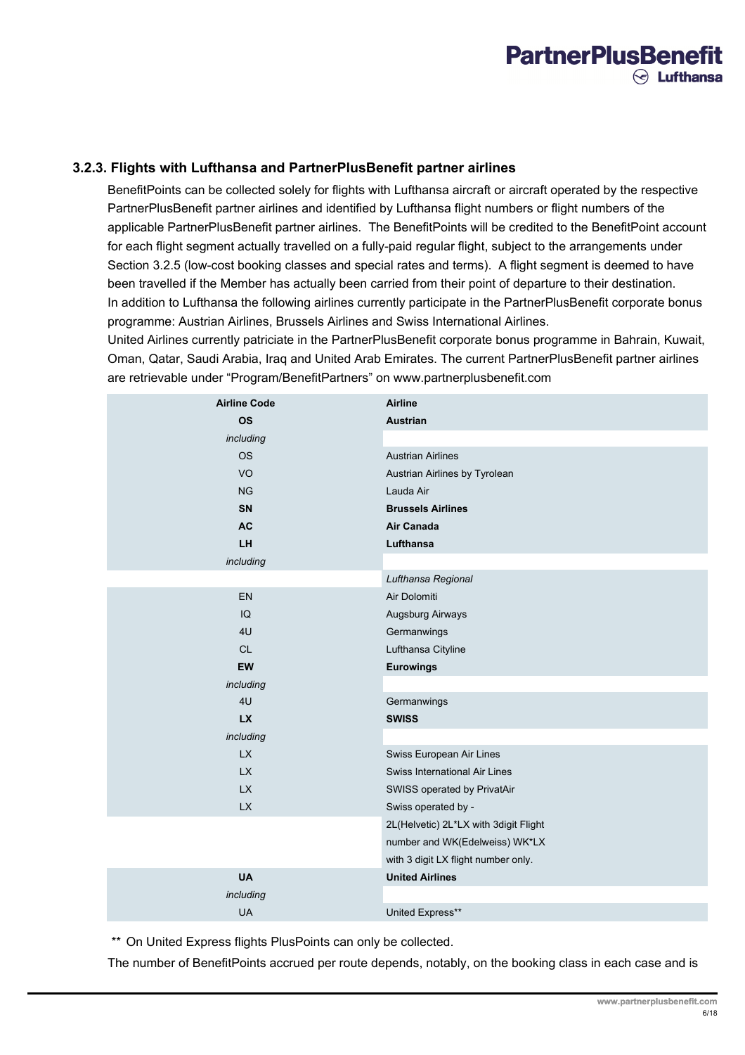### 3.2.3. Flights with Lufthansa and PartnerPlusBenefit partner airlines

BenefitPoints can be collected solely for flights with Lufthansa aircraft or aircraft operated by the respective PartnerPlusBenefit partner airlines and identified by Lufthansa flight numbers or flight numbers of the applicable PartnerPlusBenefit partner airlines. The BenefitPoints will be credited to the BenefitPoint account for each flight segment actually travelled on a fully-paid regular flight, subject to the arrangements under Section 3.2.5 (low-cost booking classes and special rates and terms). A flight segment is deemed to have been travelled if the Member has actually been carried from their point of departure to their destination.
In addition to Lufthansa the following airlines currently participate in the PartnerPlusBenefit corporate bonus programme: Austrian Airlines, Brussels Airlines and Swiss International Airlines.
United Airlines currently patriciate in the PartnerPlusBenefit corporate bonus programme in Bahrain, Kuwait, Oman, Qatar, Saudi Arabia, Iraq and United Arab Emirates. The current PartnerPlusBenefit partner airlines are retrievable under "Program/BenefitPartners" on www.partnerplusbenefit.com

| **Airline Code** | **Airline** |
|---|---|
| **OS** | **Austrian** |
| *including* | |
| OS | Austrian Airlines |
| VO | Austrian Airlines by Tyrolean |
| NG | Lauda Air |
| **SN** | **Brussels Airlines** |
| **AC** | **Air Canada** |
| **LH** | **Lufthansa** |
| *including* | |
| | *Lufthansa Regional* |
| EN | Air Dolomiti |
| IQ | Augsburg Airways |
| 4U | Germanwings |
| CL | Lufthansa Cityline |
| **EW** | **Eurowings** |
| *including* | |
| 4U | Germanwings |
| **LX** | **SWISS** |
| *including* | |
| LX | Swiss European Air Lines |
| LX | Swiss International Air Lines |
| LX | SWISS operated by PrivatAir |
| LX | Swiss operated by - |
| | 2L(Helvetic) 2L*LX with 3digit Flight number and WK(Edelweiss) WK*LX with 3 digit LX flight number only. |
| **UA** | **United Airlines** |
| *including* | |
| UA | United Express** |

** On United Express flights PlusPoints can only be collected.

The number of BenefitPoints accrued per route depends, notably, on the booking class in each case and is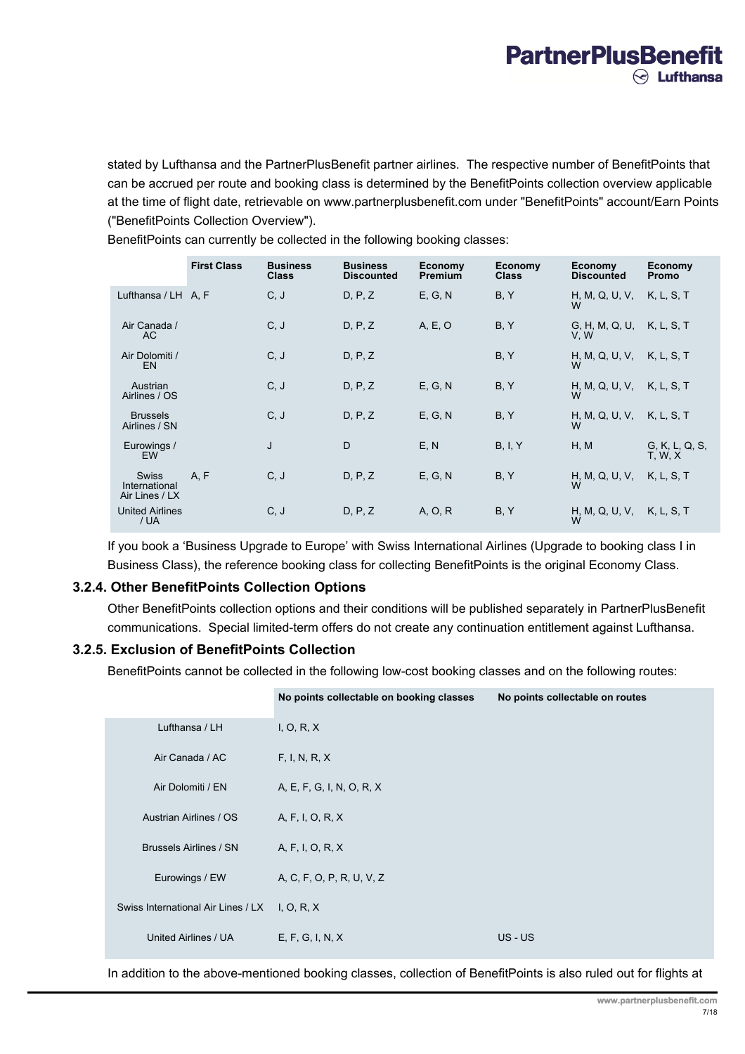stated by Lufthansa and the PartnerPlusBenefit partner airlines. The respective number of BenefitPoints that can be accrued per route and booking class is determined by the BenefitPoints collection overview applicable at the time of flight date, retrievable on www.partnerplusbenefit.com under "BenefitPoints" account/Earn Points ("BenefitPoints Collection Overview").

BenefitPoints can currently be collected in the following booking classes:

| | First Class | Business Class | Business Discounted | Economy Premium | Economy Class | Economy Discounted | Economy Promo |
|---|---|---|---|---|---|---|---|
| Lufthansa / LH | A, F | C, J | D, P, Z | E, G, N | B, Y | H, M, Q, U, V, W | K, L, S, T |
| Air Canada / AC | | C, J | D, P, Z | A, E, O | B, Y | G, H, M, Q, U, V, W | K, L, S, T |
| Air Dolomiti / EN | | C, J | D, P, Z | | B, Y | H, M, Q, U, V, W | K, L, S, T |
| Austrian Airlines / OS | | C, J | D, P, Z | E, G, N | B, Y | H, M, Q, U, V, W | K, L, S, T |
| Brussels Airlines / SN | | C, J | D, P, Z | E, G, N | B, Y | H, M, Q, U, V, W | K, L, S, T |
| Eurowings / EW | | J | D | E, N | B, I, Y | H, M | G, K, L, Q, S, T, W, X |
| Swiss International Air Lines / LX | A, F | C, J | D, P, Z | E, G, N | B, Y | H, M, Q, U, V, W | K, L, S, T |
| United Airlines / UA | | C, J | D, P, Z | A, O, R | B, Y | H, M, Q, U, V, W | K, L, S, T |

If you book a 'Business Upgrade to Europe' with Swiss International Airlines (Upgrade to booking class I in Business Class), the reference booking class for collecting BenefitPoints is the original Economy Class.

### 3.2.4. Other BenefitPoints Collection Options

Other BenefitPoints collection options and their conditions will be published separately in PartnerPlusBenefit communications. Special limited-term offers do not create any continuation entitlement against Lufthansa.

### 3.2.5. Exclusion of BenefitPoints Collection

BenefitPoints cannot be collected in the following low-cost booking classes and on the following routes:

| | No points collectable on booking classes | No points collectable on routes |
|---|---|---|
| Lufthansa / LH | I, O, R, X | |
| Air Canada / AC | F, I, N, R, X | |
| Air Dolomiti / EN | A, E, F, G, I, N, O, R, X | |
| Austrian Airlines / OS | A, F, I, O, R, X | |
| Brussels Airlines / SN | A, F, I, O, R, X | |
| Eurowings / EW | A, C, F, O, P, R, U, V, Z | |
| Swiss International Air Lines / LX | I, O, R, X | |
| United Airlines / UA | E, F, G, I, N, X | US - US |

In addition to the above-mentioned booking classes, collection of BenefitPoints is also ruled out for flights at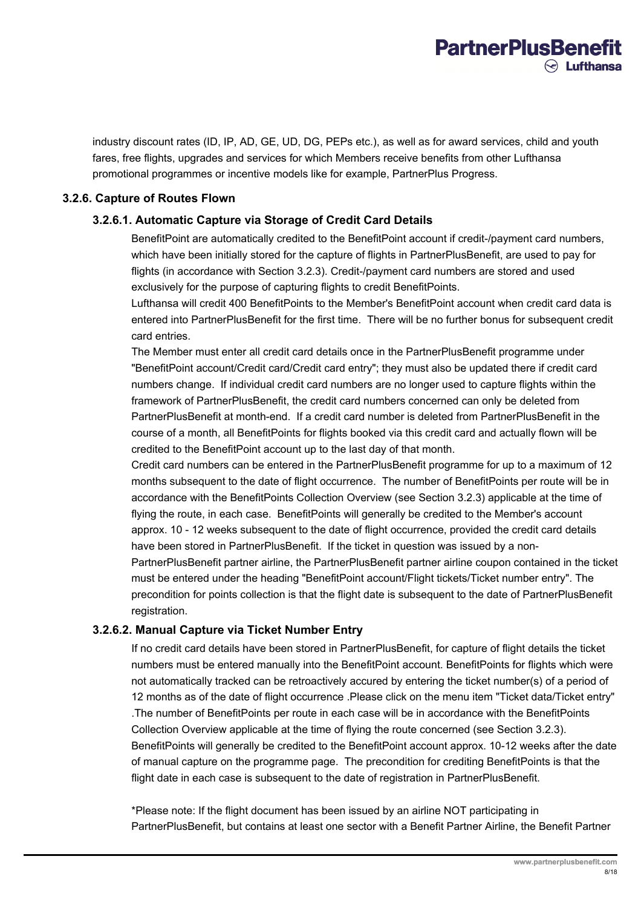industry discount rates (ID, IP, AD, GE, UD, DG, PEPs etc.), as well as for award services, child and youth fares, free flights, upgrades and services for which Members receive benefits from other Lufthansa promotional programmes or incentive models like for example, PartnerPlus Progress.

### 3.2.6. Capture of Routes Flown

#### 3.2.6.1. Automatic Capture via Storage of Credit Card Details

BenefitPoint are automatically credited to the BenefitPoint account if credit-/payment card numbers, which have been initially stored for the capture of flights in PartnerPlusBenefit, are used to pay for flights (in accordance with Section 3.2.3). Credit-/payment card numbers are stored and used exclusively for the purpose of capturing flights to credit BenefitPoints.
Lufthansa will credit 400 BenefitPoints to the Member's BenefitPoint account when credit card data is entered into PartnerPlusBenefit for the first time. There will be no further bonus for subsequent credit card entries.
The Member must enter all credit card details once in the PartnerPlusBenefit programme under "BenefitPoint account/Credit card/Credit card entry"; they must also be updated there if credit card numbers change. If individual credit card numbers are no longer used to capture flights within the framework of PartnerPlusBenefit, the credit card numbers concerned can only be deleted from PartnerPlusBenefit at month-end. If a credit card number is deleted from PartnerPlusBenefit in the course of a month, all BenefitPoints for flights booked via this credit card and actually flown will be credited to the BenefitPoint account up to the last day of that month.
Credit card numbers can be entered in the PartnerPlusBenefit programme for up to a maximum of 12 months subsequent to the date of flight occurrence. The number of BenefitPoints per route will be in accordance with the BenefitPoints Collection Overview (see Section 3.2.3) applicable at the time of flying the route, in each case. BenefitPoints will generally be credited to the Member's account approx. 10 - 12 weeks subsequent to the date of flight occurrence, provided the credit card details have been stored in PartnerPlusBenefit. If the ticket in question was issued by a non-PartnerPlusBenefit partner airline, the PartnerPlusBenefit partner airline coupon contained in the ticket must be entered under the heading "BenefitPoint account/Flight tickets/Ticket number entry". The precondition for points collection is that the flight date is subsequent to the date of PartnerPlusBenefit registration.

#### 3.2.6.2. Manual Capture via Ticket Number Entry

If no credit card details have been stored in PartnerPlusBenefit, for capture of flight details the ticket numbers must be entered manually into the BenefitPoint account. BenefitPoints for flights which were not automatically tracked can be retroactively accured by entering the ticket number(s) of a period of 12 months as of the date of flight occurrence .Please click on the menu item "Ticket data/Ticket entry" .The number of BenefitPoints per route in each case will be in accordance with the BenefitPoints Collection Overview applicable at the time of flying the route concerned (see Section 3.2.3).
BenefitPoints will generally be credited to the BenefitPoint account approx. 10-12 weeks after the date of manual capture on the programme page. The precondition for crediting BenefitPoints is that the flight date in each case is subsequent to the date of registration in PartnerPlusBenefit.

*Please note: If the flight document has been issued by an airline NOT participating in PartnerPlusBenefit, but contains at least one sector with a Benefit Partner Airline, the Benefit Partner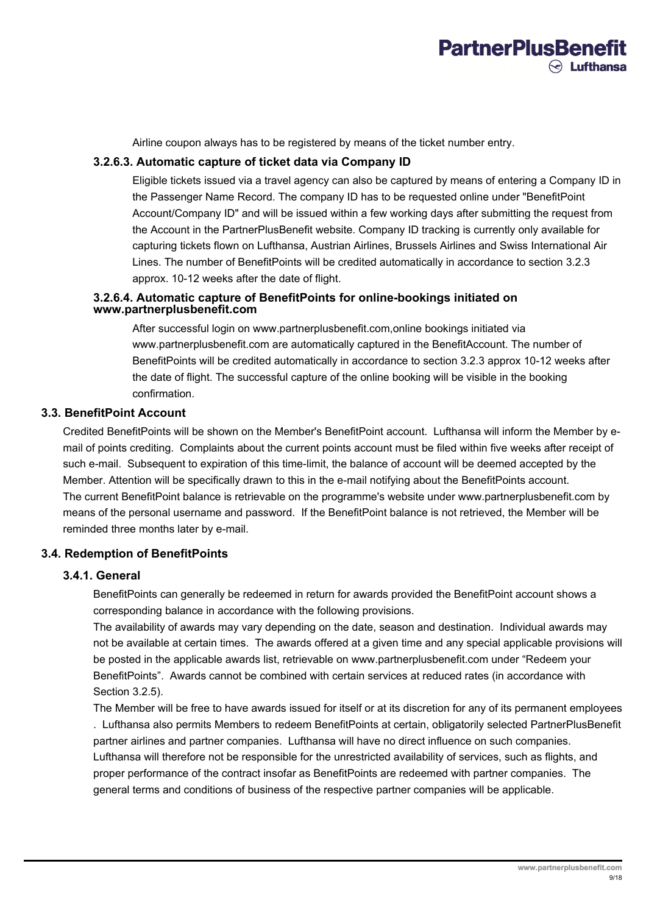Airline coupon always has to be registered by means of the ticket number entry.

#### 3.2.6.3. Automatic capture of ticket data via Company ID

Eligible tickets issued via a travel agency can also be captured by means of entering a Company ID in the Passenger Name Record. The company ID has to be requested online under "BenefitPoint Account/Company ID" and will be issued within a few working days after submitting the request from the Account in the PartnerPlusBenefit website. Company ID tracking is currently only available for capturing tickets flown on Lufthansa, Austrian Airlines, Brussels Airlines and Swiss International Air Lines. The number of BenefitPoints will be credited automatically in accordance to section 3.2.3 approx. 10-12 weeks after the date of flight.

#### 3.2.6.4. Automatic capture of BenefitPoints for online-bookings initiated on www.partnerplusbenefit.com

After successful login on www.partnerplusbenefit.com,online bookings initiated via www.partnerplusbenefit.com are automatically captured in the BenefitAccount. The number of BenefitPoints will be credited automatically in accordance to section 3.2.3 approx 10-12 weeks after the date of flight. The successful capture of the online booking will be visible in the booking confirmation.

## 3.3. BenefitPoint Account

Credited BenefitPoints will be shown on the Member's BenefitPoint account. Lufthansa will inform the Member by e-mail of points crediting. Complaints about the current points account must be filed within five weeks after receipt of such e-mail. Subsequent to expiration of this time-limit, the balance of account will be deemed accepted by the Member. Attention will be specifically drawn to this in the e-mail notifying about the BenefitPoints account.
The current BenefitPoint balance is retrievable on the programme's website under www.partnerplusbenefit.com by means of the personal username and password. If the BenefitPoint balance is not retrieved, the Member will be reminded three months later by e-mail.

## 3.4. Redemption of BenefitPoints

### 3.4.1. General

BenefitPoints can generally be redeemed in return for awards provided the BenefitPoint account shows a corresponding balance in accordance with the following provisions.
The availability of awards may vary depending on the date, season and destination. Individual awards may not be available at certain times. The awards offered at a given time and any special applicable provisions will be posted in the applicable awards list, retrievable on www.partnerplusbenefit.com under “Redeem your BenefitPoints”. Awards cannot be combined with certain services at reduced rates (in accordance with Section 3.2.5).
The Member will be free to have awards issued for itself or at its discretion for any of its permanent employees . Lufthansa also permits Members to redeem BenefitPoints at certain, obligatorily selected PartnerPlusBenefit partner airlines and partner companies. Lufthansa will have no direct influence on such companies. Lufthansa will therefore not be responsible for the unrestricted availability of services, such as flights, and proper performance of the contract insofar as BenefitPoints are redeemed with partner companies. The general terms and conditions of business of the respective partner companies will be applicable.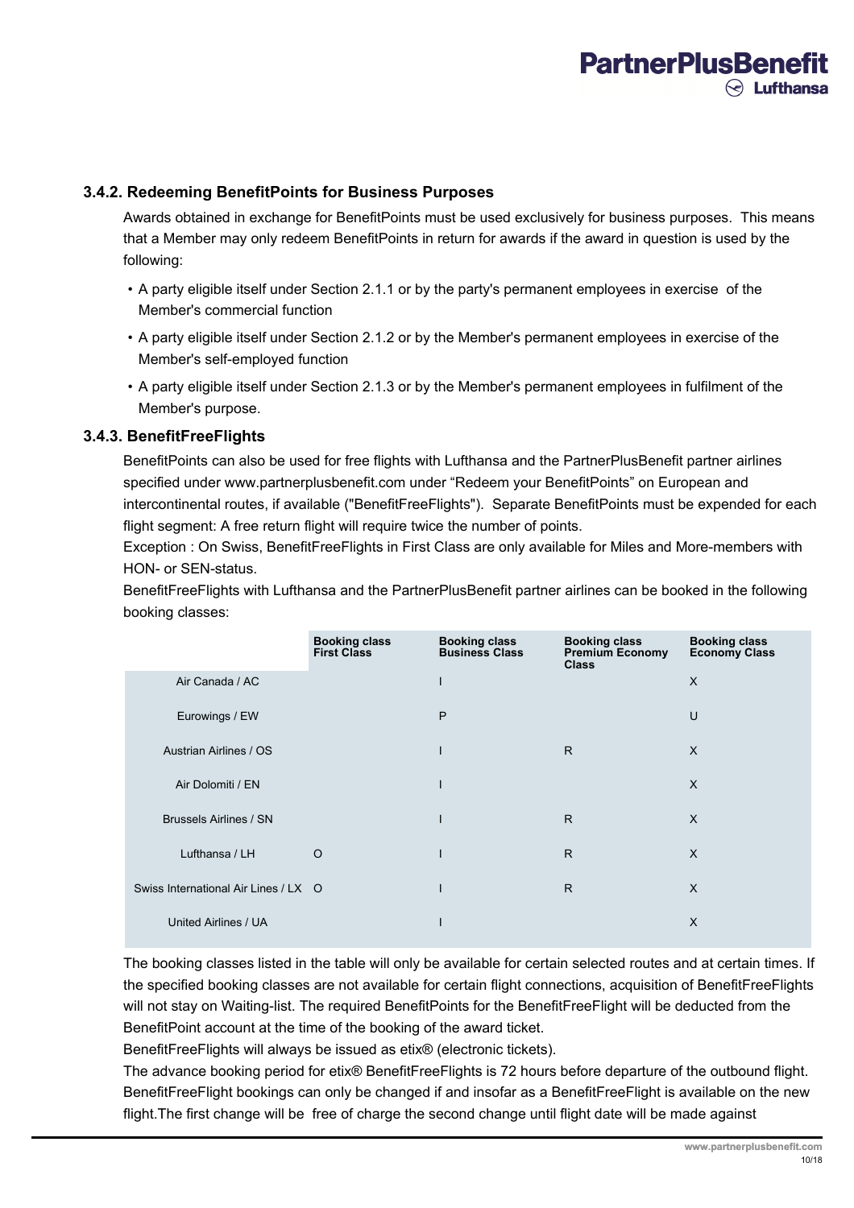### 3.4.2. Redeeming BenefitPoints for Business Purposes

Awards obtained in exchange for BenefitPoints must be used exclusively for business purposes. This means that a Member may only redeem BenefitPoints in return for awards if the award in question is used by the following:

- A party eligible itself under Section 2.1.1 or by the party's permanent employees in exercise of the Member's commercial function
- A party eligible itself under Section 2.1.2 or by the Member's permanent employees in exercise of the Member's self-employed function
- A party eligible itself under Section 2.1.3 or by the Member's permanent employees in fulfilment of the Member's purpose.

### 3.4.3. BenefitFreeFlights

BenefitPoints can also be used for free flights with Lufthansa and the PartnerPlusBenefit partner airlines specified under www.partnerplusbenefit.com under "Redeem your BenefitPoints" on European and intercontinental routes, if available ("BenefitFreeFlights"). Separate BenefitPoints must be expended for each flight segment: A free return flight will require twice the number of points.

Exception : On Swiss, BenefitFreeFlights in First Class are only available for Miles and More-members with HON- or SEN-status.

BenefitFreeFlights with Lufthansa and the PartnerPlusBenefit partner airlines can be booked in the following booking classes:

| | Booking class First Class | Booking class Business Class | Booking class Premium Economy Class | Booking class Economy Class |
|---|---|---|---|---|
| Air Canada / AC | | I | | X |
| Eurowings / EW | | P | | U |
| Austrian Airlines / OS | | I | R | X |
| Air Dolomiti / EN | | I | | X |
| Brussels Airlines / SN | | I | R | X |
| Lufthansa / LH | O | I | R | X |
| Swiss International Air Lines / LX | O | I | R | X |
| United Airlines / UA | | I | | X |

The booking classes listed in the table will only be available for certain selected routes and at certain times. If the specified booking classes are not available for certain flight connections, acquisition of BenefitFreeFlights will not stay on Waiting-list. The required BenefitPoints for the BenefitFreeFlight will be deducted from the BenefitPoint account at the time of the booking of the award ticket.

BenefitFreeFlights will always be issued as etix® (electronic tickets).

The advance booking period for etix® BenefitFreeFlights is 72 hours before departure of the outbound flight. BenefitFreeFlight bookings can only be changed if and insofar as a BenefitFreeFlight is available on the new flight.The first change will be free of charge the second change until flight date will be made against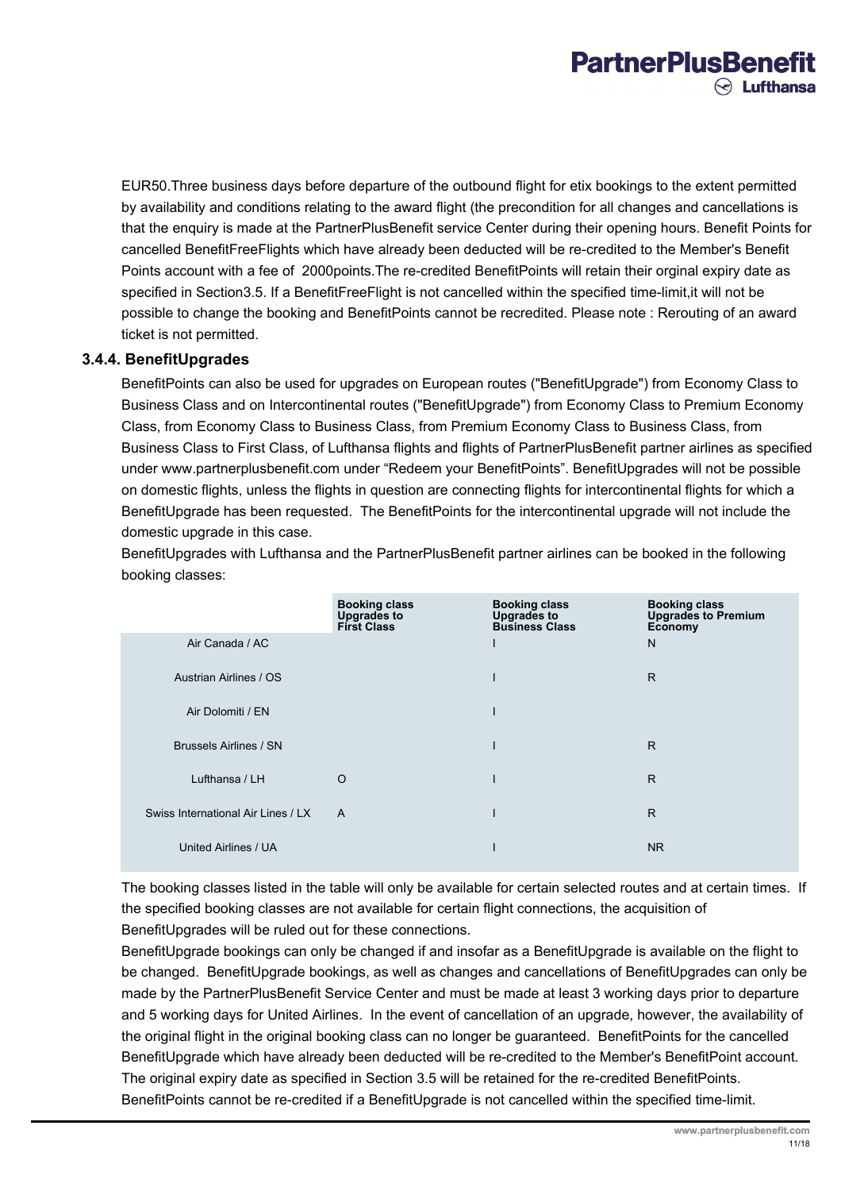EUR50.Three business days before departure of the outbound flight for etix bookings to the extent permitted by availability and conditions relating to the award flight (the precondition for all changes and cancellations is that the enquiry is made at the PartnerPlusBenefit service Center during their opening hours. Benefit Points for cancelled BenefitFreeFlights which have already been deducted will be re-credited to the Member's Benefit Points account with a fee of 2000points.The re-credited BenefitPoints will retain their orginal expiry date as specified in Section3.5. If a BenefitFreeFlight is not cancelled within the specified time-limit,it will not be possible to change the booking and BenefitPoints cannot be recredited. Please note : Rerouting of an award ticket is not permitted.

### 3.4.4. BenefitUpgrades

BenefitPoints can also be used for upgrades on European routes ("BenefitUpgrade") from Economy Class to Business Class and on Intercontinental routes ("BenefitUpgrade") from Economy Class to Premium Economy Class, from Economy Class to Business Class, from Premium Economy Class to Business Class, from Business Class to First Class, of Lufthansa flights and flights of PartnerPlusBenefit partner airlines as specified under www.partnerplusbenefit.com under “Redeem your BenefitPoints”. BenefitUpgrades will not be possible on domestic flights, unless the flights in question are connecting flights for intercontinental flights for which a BenefitUpgrade has been requested. The BenefitPoints for the intercontinental upgrade will not include the domestic upgrade in this case.

BenefitUpgrades with Lufthansa and the PartnerPlusBenefit partner airlines can be booked in the following booking classes:

| | Booking class Upgrades to First Class | Booking class Upgrades to Business Class | Booking class Upgrades to Premium Economy |
|---|---|---|---|
| Air Canada / AC | | I | N |
| Austrian Airlines / OS | | I | R |
| Air Dolomiti / EN | | I | |
| Brussels Airlines / SN | | I | R |
| Lufthansa / LH | O | I | R |
| Swiss International Air Lines / LX | A | I | R |
| United Airlines / UA | | I | NR |

The booking classes listed in the table will only be available for certain selected routes and at certain times. If the specified booking classes are not available for certain flight connections, the acquisition of BenefitUpgrades will be ruled out for these connections.

BenefitUpgrade bookings can only be changed if and insofar as a BenefitUpgrade is available on the flight to be changed. BenefitUpgrade bookings, as well as changes and cancellations of BenefitUpgrades can only be made by the PartnerPlusBenefit Service Center and must be made at least 3 working days prior to departure and 5 working days for United Airlines. In the event of cancellation of an upgrade, however, the availability of the original flight in the original booking class can no longer be guaranteed. BenefitPoints for the cancelled BenefitUpgrade which have already been deducted will be re-credited to the Member's BenefitPoint account. The original expiry date as specified in Section 3.5 will be retained for the re-credited BenefitPoints. BenefitPoints cannot be re-credited if a BenefitUpgrade is not cancelled within the specified time-limit.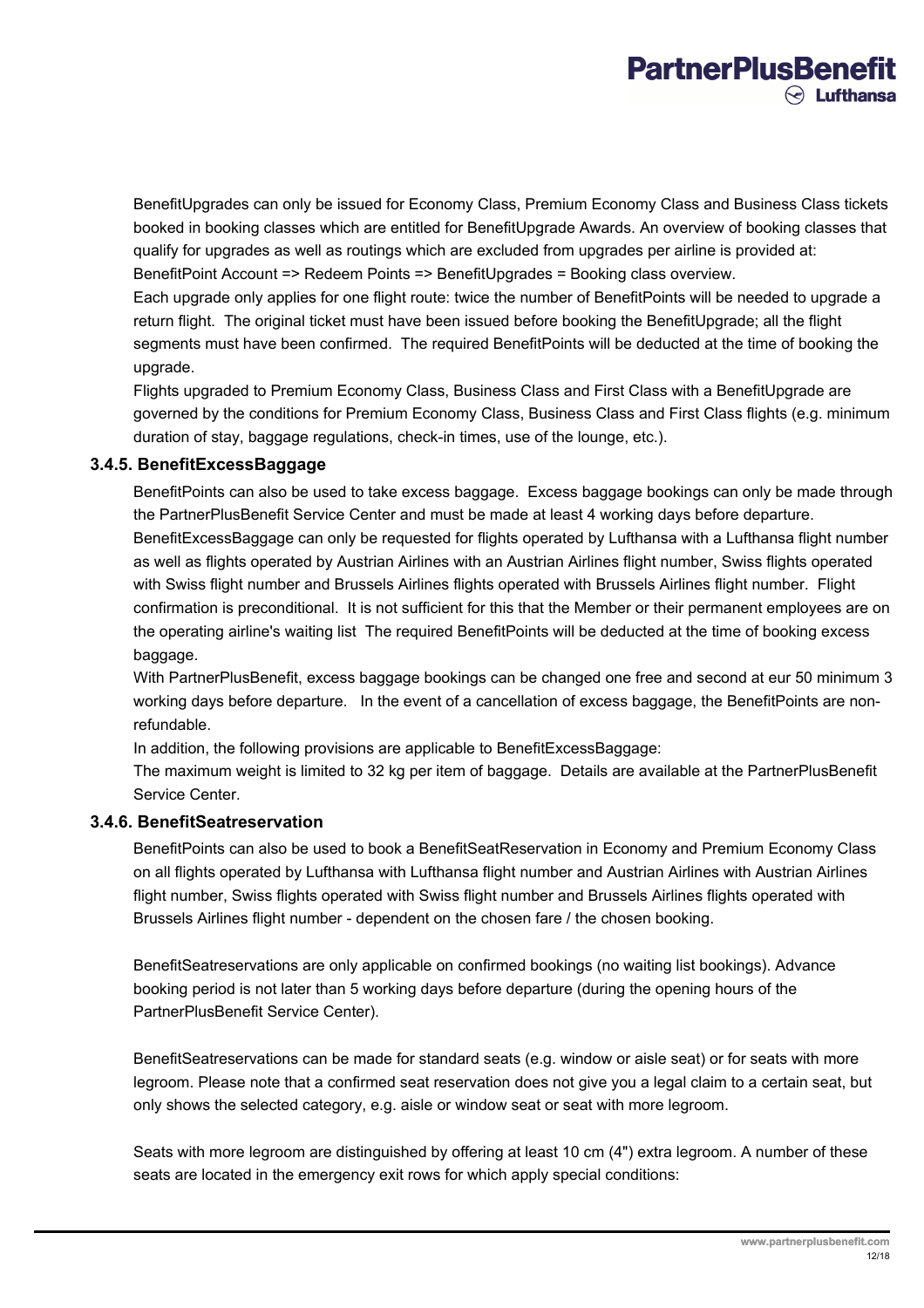BenefitUpgrades can only be issued for Economy Class, Premium Economy Class and Business Class tickets booked in booking classes which are entitled for BenefitUpgrade Awards. An overview of booking classes that qualify for upgrades as well as routings which are excluded from upgrades per airline is provided at: BenefitPoint Account => Redeem Points => BenefitUpgrades = Booking class overview.

Each upgrade only applies for one flight route: twice the number of BenefitPoints will be needed to upgrade a return flight. The original ticket must have been issued before booking the BenefitUpgrade; all the flight segments must have been confirmed. The required BenefitPoints will be deducted at the time of booking the upgrade.

Flights upgraded to Premium Economy Class, Business Class and First Class with a BenefitUpgrade are governed by the conditions for Premium Economy Class, Business Class and First Class flights (e.g. minimum duration of stay, baggage regulations, check-in times, use of the lounge, etc.).

### 3.4.5. BenefitExcessBaggage

BenefitPoints can also be used to take excess baggage. Excess baggage bookings can only be made through the PartnerPlusBenefit Service Center and must be made at least 4 working days before departure. BenefitExcessBaggage can only be requested for flights operated by Lufthansa with a Lufthansa flight number as well as flights operated by Austrian Airlines with an Austrian Airlines flight number, Swiss flights operated with Swiss flight number and Brussels Airlines flights operated with Brussels Airlines flight number. Flight confirmation is preconditional. It is not sufficient for this that the Member or their permanent employees are on the operating airline's waiting list The required BenefitPoints will be deducted at the time of booking excess baggage.

With PartnerPlusBenefit, excess baggage bookings can be changed one free and second at eur 50 minimum 3 working days before departure. In the event of a cancellation of excess baggage, the BenefitPoints are non-refundable.

In addition, the following provisions are applicable to BenefitExcessBaggage:

The maximum weight is limited to 32 kg per item of baggage. Details are available at the PartnerPlusBenefit Service Center.

### 3.4.6. BenefitSeatreservation

BenefitPoints can also be used to book a BenefitSeatReservation in Economy and Premium Economy Class on all flights operated by Lufthansa with Lufthansa flight number and Austrian Airlines with Austrian Airlines flight number, Swiss flights operated with Swiss flight number and Brussels Airlines flights operated with Brussels Airlines flight number - dependent on the chosen fare / the chosen booking.

BenefitSeatreservations are only applicable on confirmed bookings (no waiting list bookings). Advance booking period is not later than 5 working days before departure (during the opening hours of the PartnerPlusBenefit Service Center).

BenefitSeatreservations can be made for standard seats (e.g. window or aisle seat) or for seats with more legroom. Please note that a confirmed seat reservation does not give you a legal claim to a certain seat, but only shows the selected category, e.g. aisle or window seat or seat with more legroom.

Seats with more legroom are distinguished by offering at least 10 cm (4") extra legroom. A number of these seats are located in the emergency exit rows for which apply special conditions: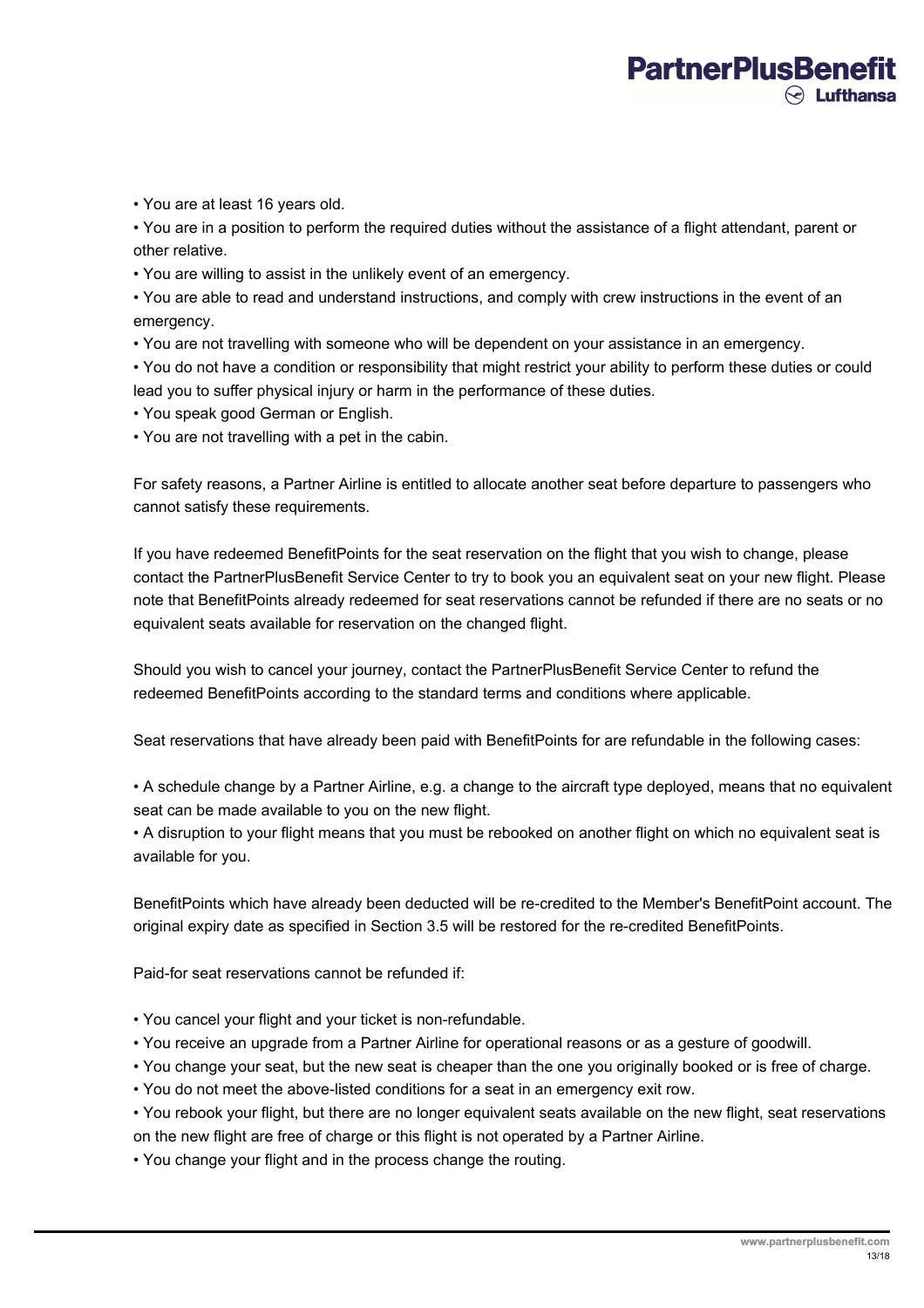- You are at least 16 years old.
- You are in a position to perform the required duties without the assistance of a flight attendant, parent or other relative.
- You are willing to assist in the unlikely event of an emergency.
- You are able to read and understand instructions, and comply with crew instructions in the event of an emergency.
- You are not travelling with someone who will be dependent on your assistance in an emergency.
- You do not have a condition or responsibility that might restrict your ability to perform these duties or could lead you to suffer physical injury or harm in the performance of these duties.
- You speak good German or English.
- You are not travelling with a pet in the cabin.

For safety reasons, a Partner Airline is entitled to allocate another seat before departure to passengers who cannot satisfy these requirements.

If you have redeemed BenefitPoints for the seat reservation on the flight that you wish to change, please contact the PartnerPlusBenefit Service Center to try to book you an equivalent seat on your new flight. Please note that BenefitPoints already redeemed for seat reservations cannot be refunded if there are no seats or no equivalent seats available for reservation on the changed flight.

Should you wish to cancel your journey, contact the PartnerPlusBenefit Service Center to refund the redeemed BenefitPoints according to the standard terms and conditions where applicable.

Seat reservations that have already been paid with BenefitPoints for are refundable in the following cases:

- A schedule change by a Partner Airline, e.g. a change to the aircraft type deployed, means that no equivalent seat can be made available to you on the new flight.
- A disruption to your flight means that you must be rebooked on another flight on which no equivalent seat is available for you.

BenefitPoints which have already been deducted will be re-credited to the Member's BenefitPoint account. The original expiry date as specified in Section 3.5 will be restored for the re-credited BenefitPoints.

Paid-for seat reservations cannot be refunded if:

- You cancel your flight and your ticket is non-refundable.
- You receive an upgrade from a Partner Airline for operational reasons or as a gesture of goodwill.
- You change your seat, but the new seat is cheaper than the one you originally booked or is free of charge.
- You do not meet the above-listed conditions for a seat in an emergency exit row.
- You rebook your flight, but there are no longer equivalent seats available on the new flight, seat reservations on the new flight are free of charge or this flight is not operated by a Partner Airline.
- You change your flight and in the process change the routing.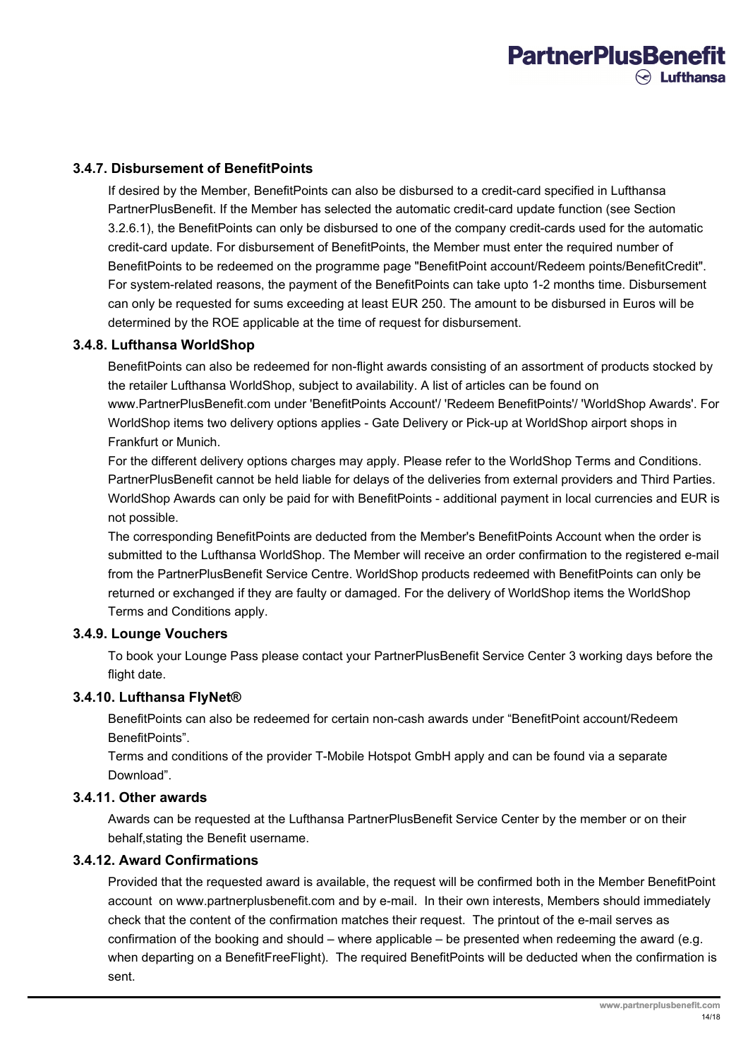### 3.4.7. Disbursement of BenefitPoints

If desired by the Member, BenefitPoints can also be disbursed to a credit-card specified in Lufthansa PartnerPlusBenefit. If the Member has selected the automatic credit-card update function (see Section 3.2.6.1), the BenefitPoints can only be disbursed to one of the company credit-cards used for the automatic credit-card update. For disbursement of BenefitPoints, the Member must enter the required number of BenefitPoints to be redeemed on the programme page "BenefitPoint account/Redeem points/BenefitCredit". For system-related reasons, the payment of the BenefitPoints can take upto 1-2 months time. Disbursement can only be requested for sums exceeding at least EUR 250. The amount to be disbursed in Euros will be determined by the ROE applicable at the time of request for disbursement.

### 3.4.8. Lufthansa WorldShop

BenefitPoints can also be redeemed for non-flight awards consisting of an assortment of products stocked by the retailer Lufthansa WorldShop, subject to availability. A list of articles can be found on www.PartnerPlusBenefit.com under 'BenefitPoints Account'/ 'Redeem BenefitPoints'/ 'WorldShop Awards'. For WorldShop items two delivery options applies - Gate Delivery or Pick-up at WorldShop airport shops in Frankfurt or Munich.

For the different delivery options charges may apply. Please refer to the WorldShop Terms and Conditions. PartnerPlusBenefit cannot be held liable for delays of the deliveries from external providers and Third Parties. WorldShop Awards can only be paid for with BenefitPoints - additional payment in local currencies and EUR is not possible.

The corresponding BenefitPoints are deducted from the Member's BenefitPoints Account when the order is submitted to the Lufthansa WorldShop. The Member will receive an order confirmation to the registered e-mail from the PartnerPlusBenefit Service Centre. WorldShop products redeemed with BenefitPoints can only be returned or exchanged if they are faulty or damaged. For the delivery of WorldShop items the WorldShop Terms and Conditions apply.

### 3.4.9. Lounge Vouchers

To book your Lounge Pass please contact your PartnerPlusBenefit Service Center 3 working days before the flight date.

### 3.4.10. Lufthansa FlyNet®

BenefitPoints can also be redeemed for certain non-cash awards under "BenefitPoint account/Redeem BenefitPoints".

Terms and conditions of the provider T-Mobile Hotspot GmbH apply and can be found via a separate Download".

### 3.4.11. Other awards

Awards can be requested at the Lufthansa PartnerPlusBenefit Service Center by the member or on their behalf,stating the Benefit username.

### 3.4.12. Award Confirmations

Provided that the requested award is available, the request will be confirmed both in the Member BenefitPoint account on www.partnerplusbenefit.com and by e-mail. In their own interests, Members should immediately check that the content of the confirmation matches their request. The printout of the e-mail serves as confirmation of the booking and should – where applicable – be presented when redeeming the award (e.g. when departing on a BenefitFreeFlight). The required BenefitPoints will be deducted when the confirmation is sent.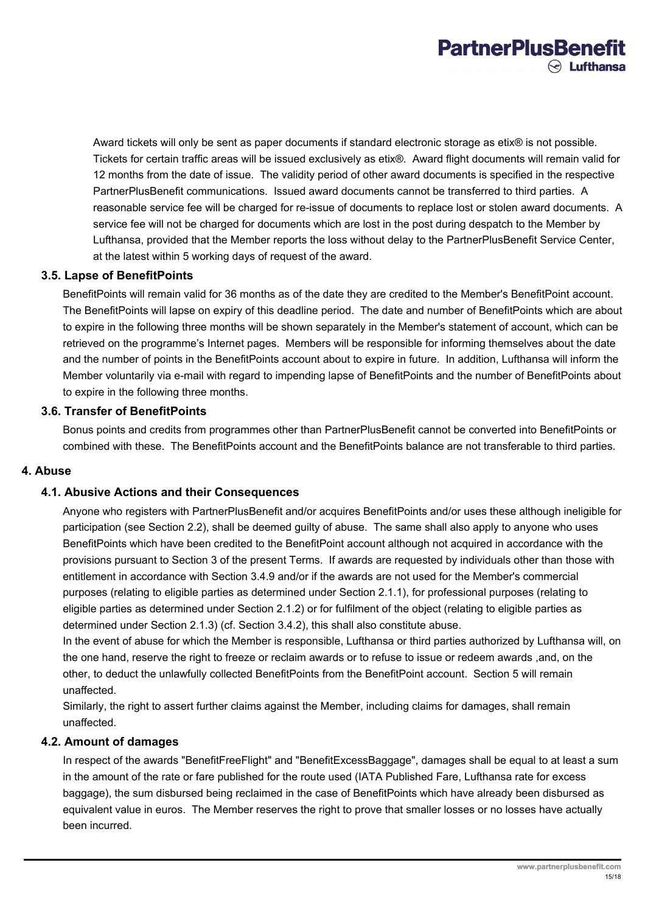Award tickets will only be sent as paper documents if standard electronic storage as etix® is not possible. Tickets for certain traffic areas will be issued exclusively as etix®. Award flight documents will remain valid for 12 months from the date of issue. The validity period of other award documents is specified in the respective PartnerPlusBenefit communications. Issued award documents cannot be transferred to third parties. A reasonable service fee will be charged for re-issue of documents to replace lost or stolen award documents. A service fee will not be charged for documents which are lost in the post during despatch to the Member by Lufthansa, provided that the Member reports the loss without delay to the PartnerPlusBenefit Service Center, at the latest within 5 working days of request of the award.

### 3.5. Lapse of BenefitPoints

BenefitPoints will remain valid for 36 months as of the date they are credited to the Member's BenefitPoint account. The BenefitPoints will lapse on expiry of this deadline period. The date and number of BenefitPoints which are about to expire in the following three months will be shown separately in the Member's statement of account, which can be retrieved on the programme's Internet pages. Members will be responsible for informing themselves about the date and the number of points in the BenefitPoints account about to expire in future. In addition, Lufthansa will inform the Member voluntarily via e-mail with regard to impending lapse of BenefitPoints and the number of BenefitPoints about to expire in the following three months.

### 3.6. Transfer of BenefitPoints

Bonus points and credits from programmes other than PartnerPlusBenefit cannot be converted into BenefitPoints or combined with these. The BenefitPoints account and the BenefitPoints balance are not transferable to third parties.

## 4. Abuse

### 4.1. Abusive Actions and their Consequences

Anyone who registers with PartnerPlusBenefit and/or acquires BenefitPoints and/or uses these although ineligible for participation (see Section 2.2), shall be deemed guilty of abuse. The same shall also apply to anyone who uses BenefitPoints which have been credited to the BenefitPoint account although not acquired in accordance with the provisions pursuant to Section 3 of the present Terms. If awards are requested by individuals other than those with entitlement in accordance with Section 3.4.9 and/or if the awards are not used for the Member's commercial purposes (relating to eligible parties as determined under Section 2.1.1), for professional purposes (relating to eligible parties as determined under Section 2.1.2) or for fulfilment of the object (relating to eligible parties as determined under Section 2.1.3) (cf. Section 3.4.2), this shall also constitute abuse.

In the event of abuse for which the Member is responsible, Lufthansa or third parties authorized by Lufthansa will, on the one hand, reserve the right to freeze or reclaim awards or to refuse to issue or redeem awards ,and, on the other, to deduct the unlawfully collected BenefitPoints from the BenefitPoint account. Section 5 will remain unaffected.

Similarly, the right to assert further claims against the Member, including claims for damages, shall remain unaffected.

### 4.2. Amount of damages

In respect of the awards "BenefitFreeFlight" and "BenefitExcessBaggage", damages shall be equal to at least a sum in the amount of the rate or fare published for the route used (IATA Published Fare, Lufthansa rate for excess baggage), the sum disbursed being reclaimed in the case of BenefitPoints which have already been disbursed as equivalent value in euros. The Member reserves the right to prove that smaller losses or no losses have actually been incurred.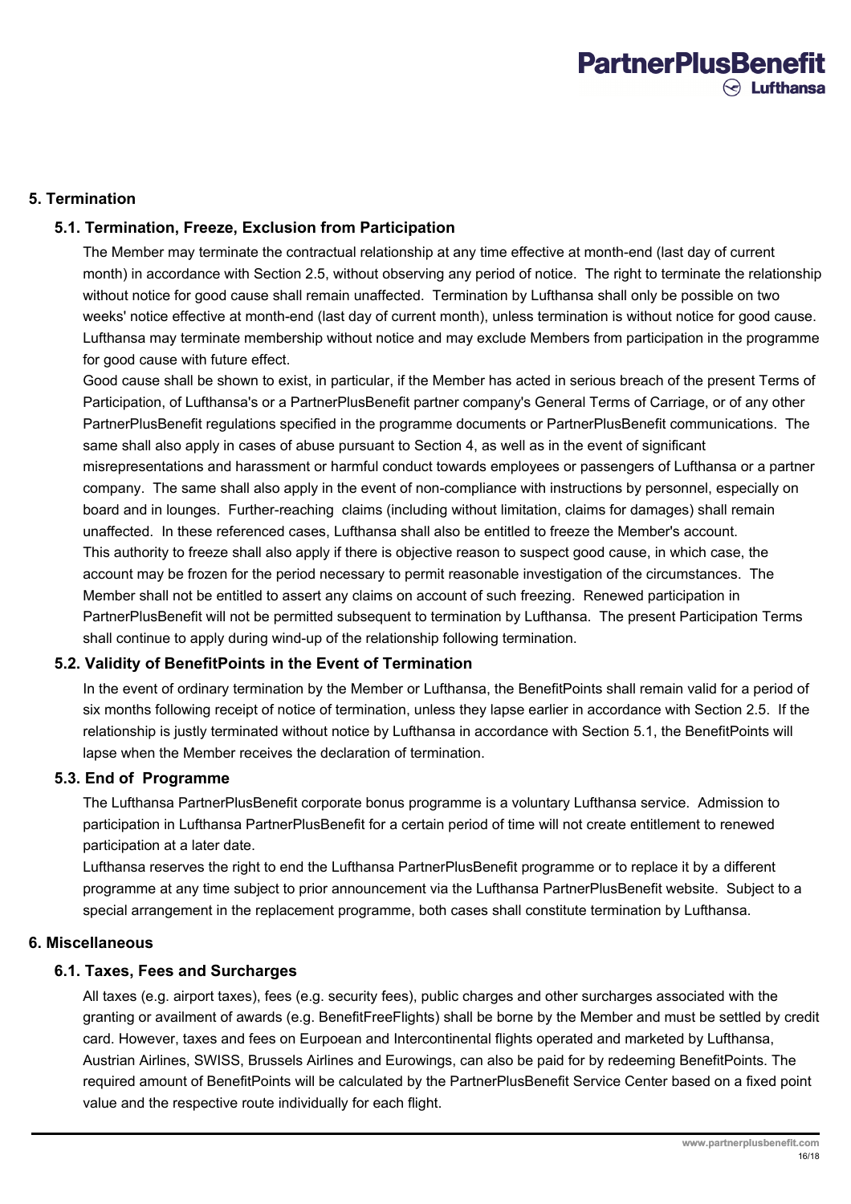## 5. Termination

### 5.1. Termination, Freeze, Exclusion from Participation

The Member may terminate the contractual relationship at any time effective at month-end (last day of current month) in accordance with Section 2.5, without observing any period of notice. The right to terminate the relationship without notice for good cause shall remain unaffected. Termination by Lufthansa shall only be possible on two weeks' notice effective at month-end (last day of current month), unless termination is without notice for good cause. Lufthansa may terminate membership without notice and may exclude Members from participation in the programme for good cause with future effect.

Good cause shall be shown to exist, in particular, if the Member has acted in serious breach of the present Terms of Participation, of Lufthansa's or a PartnerPlusBenefit partner company's General Terms of Carriage, or of any other PartnerPlusBenefit regulations specified in the programme documents or PartnerPlusBenefit communications. The same shall also apply in cases of abuse pursuant to Section 4, as well as in the event of significant misrepresentations and harassment or harmful conduct towards employees or passengers of Lufthansa or a partner company. The same shall also apply in the event of non-compliance with instructions by personnel, especially on board and in lounges. Further-reaching claims (including without limitation, claims for damages) shall remain unaffected. In these referenced cases, Lufthansa shall also be entitled to freeze the Member's account. This authority to freeze shall also apply if there is objective reason to suspect good cause, in which case, the account may be frozen for the period necessary to permit reasonable investigation of the circumstances. The Member shall not be entitled to assert any claims on account of such freezing. Renewed participation in PartnerPlusBenefit will not be permitted subsequent to termination by Lufthansa. The present Participation Terms shall continue to apply during wind-up of the relationship following termination.

### 5.2. Validity of BenefitPoints in the Event of Termination

In the event of ordinary termination by the Member or Lufthansa, the BenefitPoints shall remain valid for a period of six months following receipt of notice of termination, unless they lapse earlier in accordance with Section 2.5. If the relationship is justly terminated without notice by Lufthansa in accordance with Section 5.1, the BenefitPoints will lapse when the Member receives the declaration of termination.

### 5.3. End of Programme

The Lufthansa PartnerPlusBenefit corporate bonus programme is a voluntary Lufthansa service. Admission to participation in Lufthansa PartnerPlusBenefit for a certain period of time will not create entitlement to renewed participation at a later date.

Lufthansa reserves the right to end the Lufthansa PartnerPlusBenefit programme or to replace it by a different programme at any time subject to prior announcement via the Lufthansa PartnerPlusBenefit website. Subject to a special arrangement in the replacement programme, both cases shall constitute termination by Lufthansa.

## 6. Miscellaneous

### 6.1. Taxes, Fees and Surcharges

All taxes (e.g. airport taxes), fees (e.g. security fees), public charges and other surcharges associated with the granting or availment of awards (e.g. BenefitFreeFlights) shall be borne by the Member and must be settled by credit card. However, taxes and fees on Eurpoean and Intercontinental flights operated and marketed by Lufthansa, Austrian Airlines, SWISS, Brussels Airlines and Eurowings, can also be paid for by redeeming BenefitPoints. The required amount of BenefitPoints will be calculated by the PartnerPlusBenefit Service Center based on a fixed point value and the respective route individually for each flight.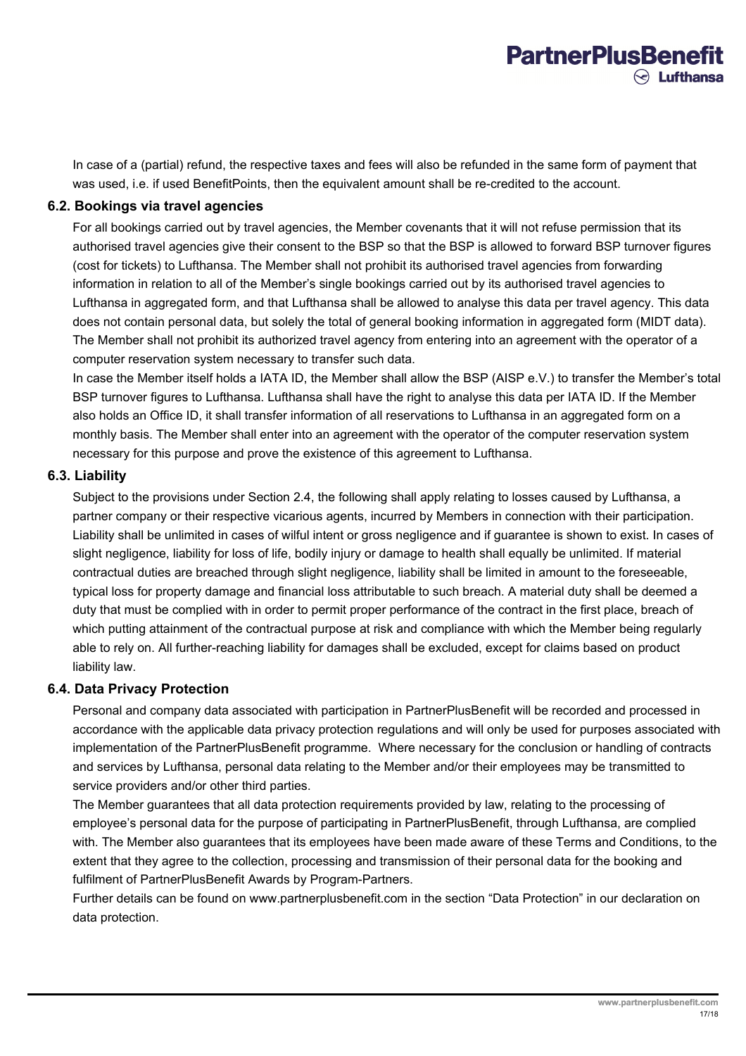In case of a (partial) refund, the respective taxes and fees will also be refunded in the same form of payment that was used, i.e. if used BenefitPoints, then the equivalent amount shall be re-credited to the account.

### 6.2. Bookings via travel agencies

For all bookings carried out by travel agencies, the Member covenants that it will not refuse permission that its authorised travel agencies give their consent to the BSP so that the BSP is allowed to forward BSP turnover figures (cost for tickets) to Lufthansa. The Member shall not prohibit its authorised travel agencies from forwarding information in relation to all of the Member's single bookings carried out by its authorised travel agencies to Lufthansa in aggregated form, and that Lufthansa shall be allowed to analyse this data per travel agency. This data does not contain personal data, but solely the total of general booking information in aggregated form (MIDT data). The Member shall not prohibit its authorized travel agency from entering into an agreement with the operator of a computer reservation system necessary to transfer such data.

In case the Member itself holds a IATA ID, the Member shall allow the BSP (AISP e.V.) to transfer the Member's total BSP turnover figures to Lufthansa. Lufthansa shall have the right to analyse this data per IATA ID. If the Member also holds an Office ID, it shall transfer information of all reservations to Lufthansa in an aggregated form on a monthly basis. The Member shall enter into an agreement with the operator of the computer reservation system necessary for this purpose and prove the existence of this agreement to Lufthansa.

### 6.3. Liability

Subject to the provisions under Section 2.4, the following shall apply relating to losses caused by Lufthansa, a partner company or their respective vicarious agents, incurred by Members in connection with their participation. Liability shall be unlimited in cases of wilful intent or gross negligence and if guarantee is shown to exist. In cases of slight negligence, liability for loss of life, bodily injury or damage to health shall equally be unlimited. If material contractual duties are breached through slight negligence, liability shall be limited in amount to the foreseeable, typical loss for property damage and financial loss attributable to such breach. A material duty shall be deemed a duty that must be complied with in order to permit proper performance of the contract in the first place, breach of which putting attainment of the contractual purpose at risk and compliance with which the Member being regularly able to rely on. All further-reaching liability for damages shall be excluded, except for claims based on product liability law.

### 6.4. Data Privacy Protection

Personal and company data associated with participation in PartnerPlusBenefit will be recorded and processed in accordance with the applicable data privacy protection regulations and will only be used for purposes associated with implementation of the PartnerPlusBenefit programme. Where necessary for the conclusion or handling of contracts and services by Lufthansa, personal data relating to the Member and/or their employees may be transmitted to service providers and/or other third parties.

The Member guarantees that all data protection requirements provided by law, relating to the processing of employee's personal data for the purpose of participating in PartnerPlusBenefit, through Lufthansa, are complied with. The Member also guarantees that its employees have been made aware of these Terms and Conditions, to the extent that they agree to the collection, processing and transmission of their personal data for the booking and fulfilment of PartnerPlusBenefit Awards by Program-Partners.

Further details can be found on www.partnerplusbenefit.com in the section "Data Protection" in our declaration on data protection.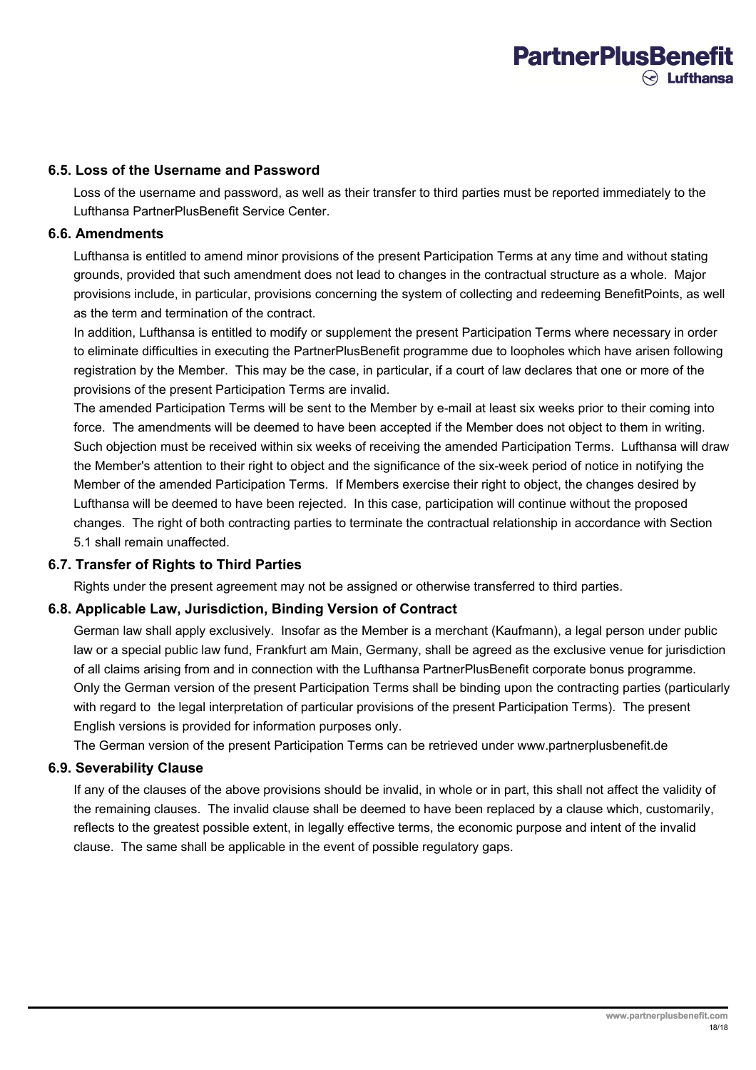### 6.5. Loss of the Username and Password

Loss of the username and password, as well as their transfer to third parties must be reported immediately to the Lufthansa PartnerPlusBenefit Service Center.

### 6.6. Amendments

Lufthansa is entitled to amend minor provisions of the present Participation Terms at any time and without stating grounds, provided that such amendment does not lead to changes in the contractual structure as a whole. Major provisions include, in particular, provisions concerning the system of collecting and redeeming BenefitPoints, as well as the term and termination of the contract.

In addition, Lufthansa is entitled to modify or supplement the present Participation Terms where necessary in order to eliminate difficulties in executing the PartnerPlusBenefit programme due to loopholes which have arisen following registration by the Member. This may be the case, in particular, if a court of law declares that one or more of the provisions of the present Participation Terms are invalid.

The amended Participation Terms will be sent to the Member by e-mail at least six weeks prior to their coming into force. The amendments will be deemed to have been accepted if the Member does not object to them in writing. Such objection must be received within six weeks of receiving the amended Participation Terms. Lufthansa will draw the Member's attention to their right to object and the significance of the six-week period of notice in notifying the Member of the amended Participation Terms. If Members exercise their right to object, the changes desired by Lufthansa will be deemed to have been rejected. In this case, participation will continue without the proposed changes. The right of both contracting parties to terminate the contractual relationship in accordance with Section 5.1 shall remain unaffected.

### 6.7. Transfer of Rights to Third Parties

Rights under the present agreement may not be assigned or otherwise transferred to third parties.

### 6.8. Applicable Law, Jurisdiction, Binding Version of Contract

German law shall apply exclusively. Insofar as the Member is a merchant (Kaufmann), a legal person under public law or a special public law fund, Frankfurt am Main, Germany, shall be agreed as the exclusive venue for jurisdiction of all claims arising from and in connection with the Lufthansa PartnerPlusBenefit corporate bonus programme.

Only the German version of the present Participation Terms shall be binding upon the contracting parties (particularly with regard to the legal interpretation of particular provisions of the present Participation Terms). The present English versions is provided for information purposes only.

The German version of the present Participation Terms can be retrieved under www.partnerplusbenefit.de

### 6.9. Severability Clause

If any of the clauses of the above provisions should be invalid, in whole or in part, this shall not affect the validity of the remaining clauses. The invalid clause shall be deemed to have been replaced by a clause which, customarily, reflects to the greatest possible extent, in legally effective terms, the economic purpose and intent of the invalid clause. The same shall be applicable in the event of possible regulatory gaps.